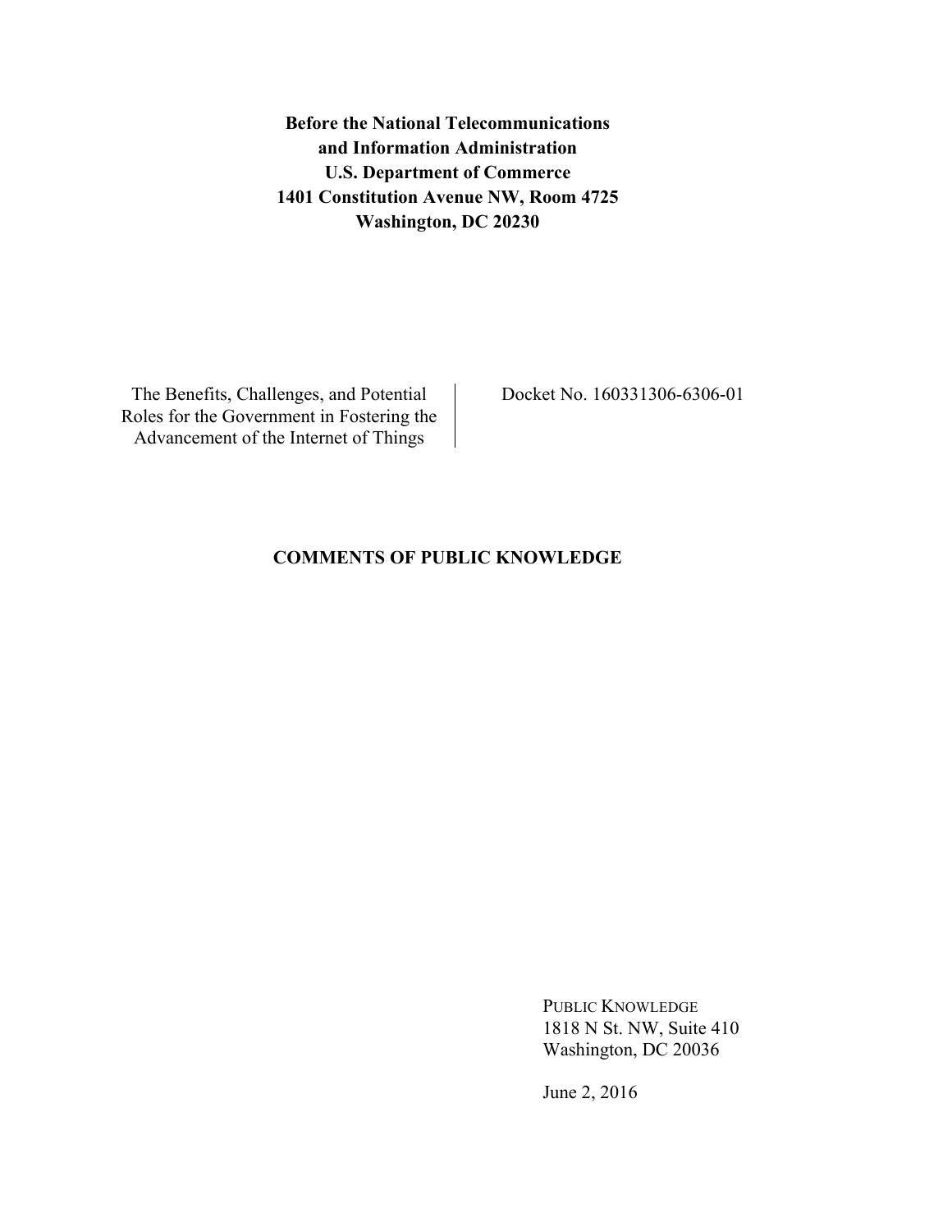**Before the National Telecommunications**
**and Information Administration**
**U.S. Department of Commerce**
**1401 Constitution Avenue NW, Room 4725**
**Washington, DC 20230**

| The Benefits, Challenges, and Potential Roles for the Government in Fostering the Advancement of the Internet of Things | Docket No. 160331306-6306-01 |
|---|---|

**COMMENTS OF PUBLIC KNOWLEDGE**

PUBLIC KNOWLEDGE
1818 N St. NW, Suite 410
Washington, DC 20036

June 2, 2016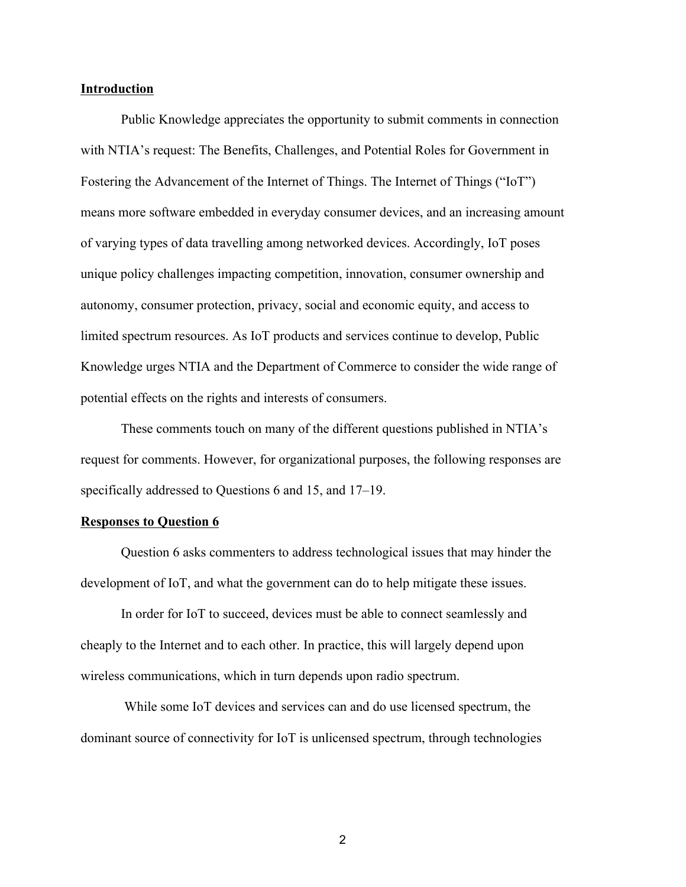## Introduction

Public Knowledge appreciates the opportunity to submit comments in connection with NTIA's request: The Benefits, Challenges, and Potential Roles for Government in Fostering the Advancement of the Internet of Things. The Internet of Things ("IoT") means more software embedded in everyday consumer devices, and an increasing amount of varying types of data travelling among networked devices. Accordingly, IoT poses unique policy challenges impacting competition, innovation, consumer ownership and autonomy, consumer protection, privacy, social and economic equity, and access to limited spectrum resources. As IoT products and services continue to develop, Public Knowledge urges NTIA and the Department of Commerce to consider the wide range of potential effects on the rights and interests of consumers.

These comments touch on many of the different questions published in NTIA's request for comments. However, for organizational purposes, the following responses are specifically addressed to Questions 6 and 15, and 17–19.

## Responses to Question 6

Question 6 asks commenters to address technological issues that may hinder the development of IoT, and what the government can do to help mitigate these issues.

In order for IoT to succeed, devices must be able to connect seamlessly and cheaply to the Internet and to each other. In practice, this will largely depend upon wireless communications, which in turn depends upon radio spectrum.

While some IoT devices and services can and do use licensed spectrum, the dominant source of connectivity for IoT is unlicensed spectrum, through technologies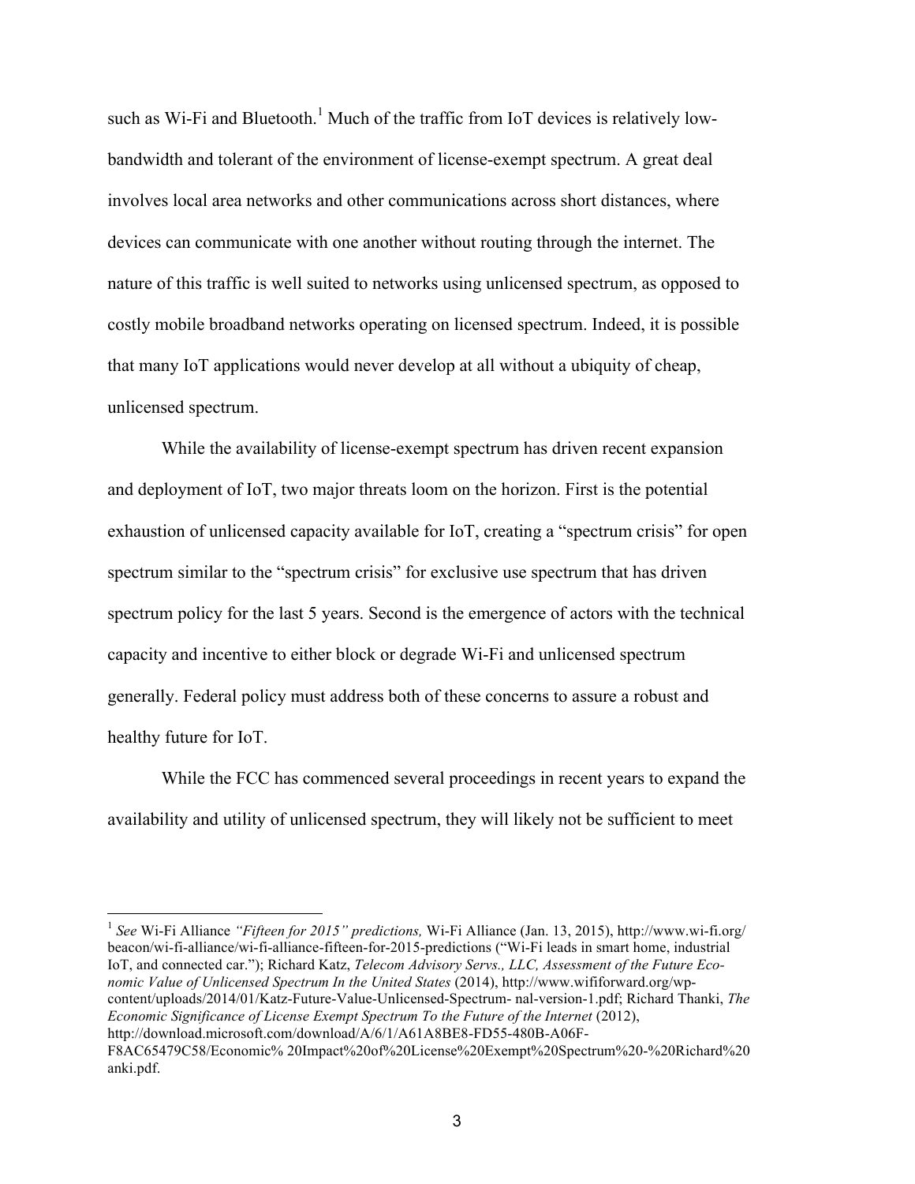such as Wi-Fi and Bluetooth.[1] Much of the traffic from IoT devices is relatively low-bandwidth and tolerant of the environment of license-exempt spectrum. A great deal involves local area networks and other communications across short distances, where devices can communicate with one another without routing through the internet. The nature of this traffic is well suited to networks using unlicensed spectrum, as opposed to costly mobile broadband networks operating on licensed spectrum. Indeed, it is possible that many IoT applications would never develop at all without a ubiquity of cheap, unlicensed spectrum.

While the availability of license-exempt spectrum has driven recent expansion and deployment of IoT, two major threats loom on the horizon. First is the potential exhaustion of unlicensed capacity available for IoT, creating a "spectrum crisis" for open spectrum similar to the "spectrum crisis" for exclusive use spectrum that has driven spectrum policy for the last 5 years. Second is the emergence of actors with the technical capacity and incentive to either block or degrade Wi-Fi and unlicensed spectrum generally. Federal policy must address both of these concerns to assure a robust and healthy future for IoT.

While the FCC has commenced several proceedings in recent years to expand the availability and utility of unlicensed spectrum, they will likely not be sufficient to meet

---

[1] *See* Wi-Fi Alliance *"Fifteen for 2015" predictions,* Wi-Fi Alliance (Jan. 13, 2015), http://www.wi-fi.org/beacon/wi-fi-alliance/wi-fi-alliance-fifteen-for-2015-predictions ("Wi-Fi leads in smart home, industrial IoT, and connected car."); Richard Katz, *Telecom Advisory Servs., LLC, Assessment of the Future Economic Value of Unlicensed Spectrum In the United States* (2014), http://www.wififorward.org/wp-content/uploads/2014/01/Katz-Future-Value-Unlicensed-Spectrum- nal-version-1.pdf; Richard Thanki, *The Economic Significance of License Exempt Spectrum To the Future of the Internet* (2012), http://download.microsoft.com/download/A/6/1/A61A8BE8-FD55-480B-A06F-F8AC65479C58/Economic% 20Impact%20of%20License%20Exempt%20Spectrum%20-%20Richard%20anki.pdf.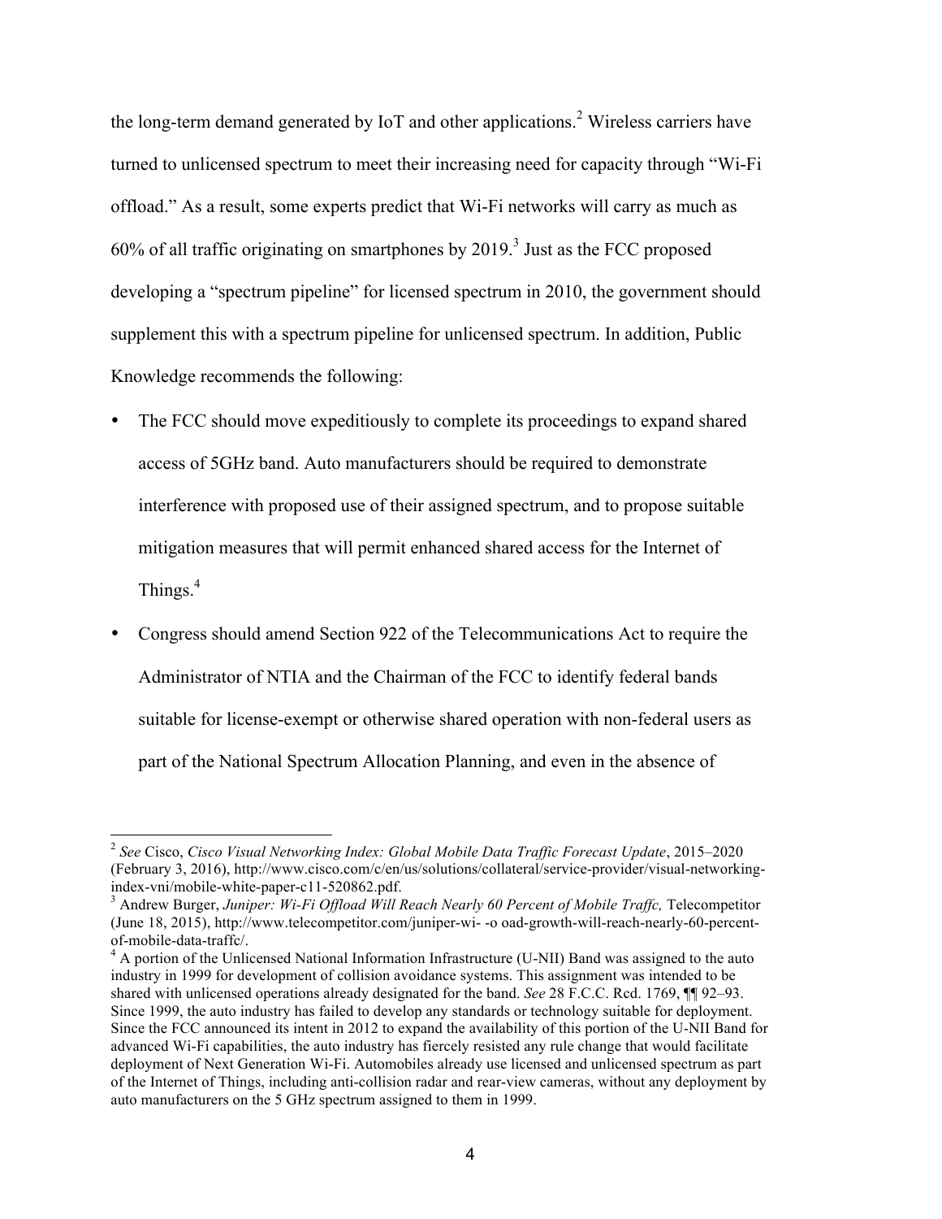the long-term demand generated by IoT and other applications.[2] Wireless carriers have turned to unlicensed spectrum to meet their increasing need for capacity through "Wi-Fi offload." As a result, some experts predict that Wi-Fi networks will carry as much as 60% of all traffic originating on smartphones by 2019.[3] Just as the FCC proposed developing a "spectrum pipeline" for licensed spectrum in 2010, the government should supplement this with a spectrum pipeline for unlicensed spectrum. In addition, Public Knowledge recommends the following:

- The FCC should move expeditiously to complete its proceedings to expand shared access of 5GHz band. Auto manufacturers should be required to demonstrate interference with proposed use of their assigned spectrum, and to propose suitable mitigation measures that will permit enhanced shared access for the Internet of Things.[4]
- Congress should amend Section 922 of the Telecommunications Act to require the Administrator of NTIA and the Chairman of the FCC to identify federal bands suitable for license-exempt or otherwise shared operation with non-federal users as part of the National Spectrum Allocation Planning, and even in the absence of

---

[2] *See* Cisco, *Cisco Visual Networking Index: Global Mobile Data Traffic Forecast Update*, 2015–2020 (February 3, 2016), http://www.cisco.com/c/en/us/solutions/collateral/service-provider/visual-networking-index-vni/mobile-white-paper-c11-520862.pdf.

[3] Andrew Burger, *Juniper: Wi-Fi Offload Will Reach Nearly 60 Percent of Mobile Traffc,* Telecompetitor (June 18, 2015), http://www.telecompetitor.com/juniper-wi- -o oad-growth-will-reach-nearly-60-percent-of-mobile-data-traffc/.

[4] A portion of the Unlicensed National Information Infrastructure (U-NII) Band was assigned to the auto industry in 1999 for development of collision avoidance systems. This assignment was intended to be shared with unlicensed operations already designated for the band. *See* 28 F.C.C. Rcd. 1769, ¶¶ 92–93. Since 1999, the auto industry has failed to develop any standards or technology suitable for deployment. Since the FCC announced its intent in 2012 to expand the availability of this portion of the U-NII Band for advanced Wi-Fi capabilities, the auto industry has fiercely resisted any rule change that would facilitate deployment of Next Generation Wi-Fi. Automobiles already use licensed and unlicensed spectrum as part of the Internet of Things, including anti-collision radar and rear-view cameras, without any deployment by auto manufacturers on the 5 GHz spectrum assigned to them in 1999.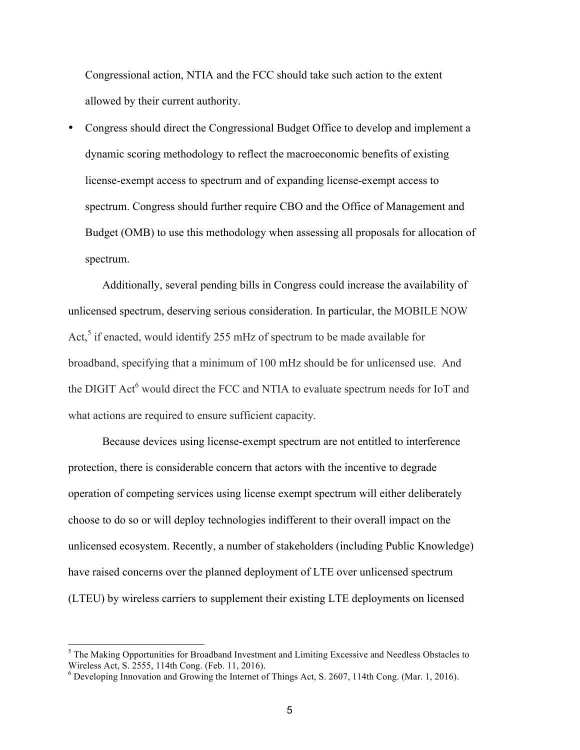Congressional action, NTIA and the FCC should take such action to the extent allowed by their current authority.

- Congress should direct the Congressional Budget Office to develop and implement a dynamic scoring methodology to reflect the macroeconomic benefits of existing license-exempt access to spectrum and of expanding license-exempt access to spectrum. Congress should further require CBO and the Office of Management and Budget (OMB) to use this methodology when assessing all proposals for allocation of spectrum.

Additionally, several pending bills in Congress could increase the availability of unlicensed spectrum, deserving serious consideration. In particular, the MOBILE NOW Act,[5] if enacted, would identify 255 mHz of spectrum to be made available for broadband, specifying that a minimum of 100 mHz should be for unlicensed use. And the DIGIT Act[6] would direct the FCC and NTIA to evaluate spectrum needs for IoT and what actions are required to ensure sufficient capacity.

Because devices using license-exempt spectrum are not entitled to interference protection, there is considerable concern that actors with the incentive to degrade operation of competing services using license exempt spectrum will either deliberately choose to do so or will deploy technologies indifferent to their overall impact on the unlicensed ecosystem. Recently, a number of stakeholders (including Public Knowledge) have raised concerns over the planned deployment of LTE over unlicensed spectrum (LTEU) by wireless carriers to supplement their existing LTE deployments on licensed

[5] The Making Opportunities for Broadband Investment and Limiting Excessive and Needless Obstacles to Wireless Act, S. 2555, 114th Cong. (Feb. 11, 2016).

[6] Developing Innovation and Growing the Internet of Things Act, S. 2607, 114th Cong. (Mar. 1, 2016).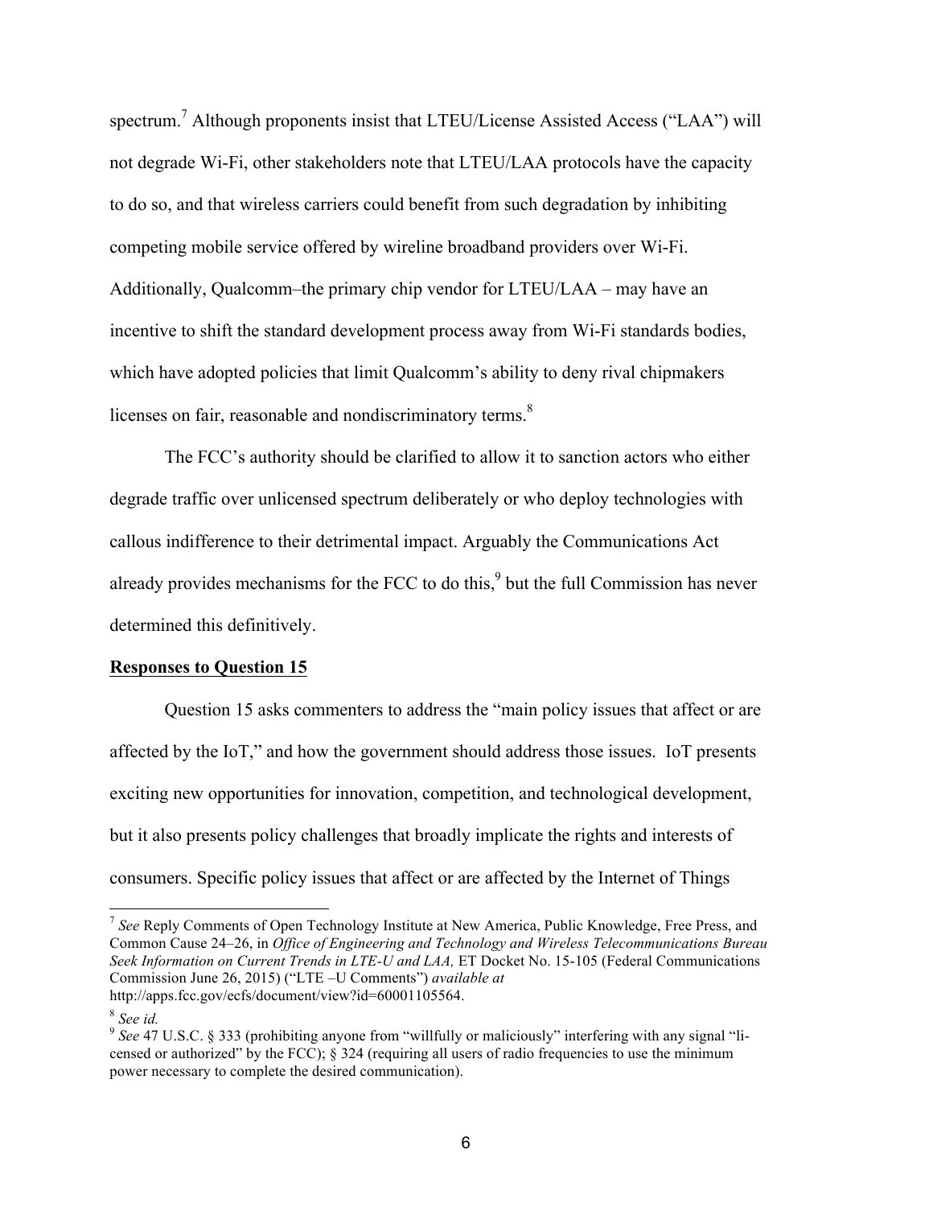spectrum.[7] Although proponents insist that LTEU/License Assisted Access ("LAA") will not degrade Wi-Fi, other stakeholders note that LTEU/LAA protocols have the capacity to do so, and that wireless carriers could benefit from such degradation by inhibiting competing mobile service offered by wireline broadband providers over Wi-Fi. Additionally, Qualcomm–the primary chip vendor for LTEU/LAA – may have an incentive to shift the standard development process away from Wi-Fi standards bodies, which have adopted policies that limit Qualcomm's ability to deny rival chipmakers licenses on fair, reasonable and nondiscriminatory terms.[8]

The FCC's authority should be clarified to allow it to sanction actors who either degrade traffic over unlicensed spectrum deliberately or who deploy technologies with callous indifference to their detrimental impact. Arguably the Communications Act already provides mechanisms for the FCC to do this,[9] but the full Commission has never determined this definitively.

**Responses to Question 15**

Question 15 asks commenters to address the "main policy issues that affect or are affected by the IoT," and how the government should address those issues. IoT presents exciting new opportunities for innovation, competition, and technological development, but it also presents policy challenges that broadly implicate the rights and interests of consumers. Specific policy issues that affect or are affected by the Internet of Things

---

[7] *See* Reply Comments of Open Technology Institute at New America, Public Knowledge, Free Press, and Common Cause 24–26, in *Office of Engineering and Technology and Wireless Telecommunications Bureau Seek Information on Current Trends in LTE-U and LAA,* ET Docket No. 15-105 (Federal Communications Commission June 26, 2015) ("LTE –U Comments") *available at* http://apps.fcc.gov/ecfs/document/view?id=60001105564.

[8] *See id.*

[9] *See* 47 U.S.C. § 333 (prohibiting anyone from "willfully or maliciously" interfering with any signal "licensed or authorized" by the FCC); § 324 (requiring all users of radio frequencies to use the minimum power necessary to complete the desired communication).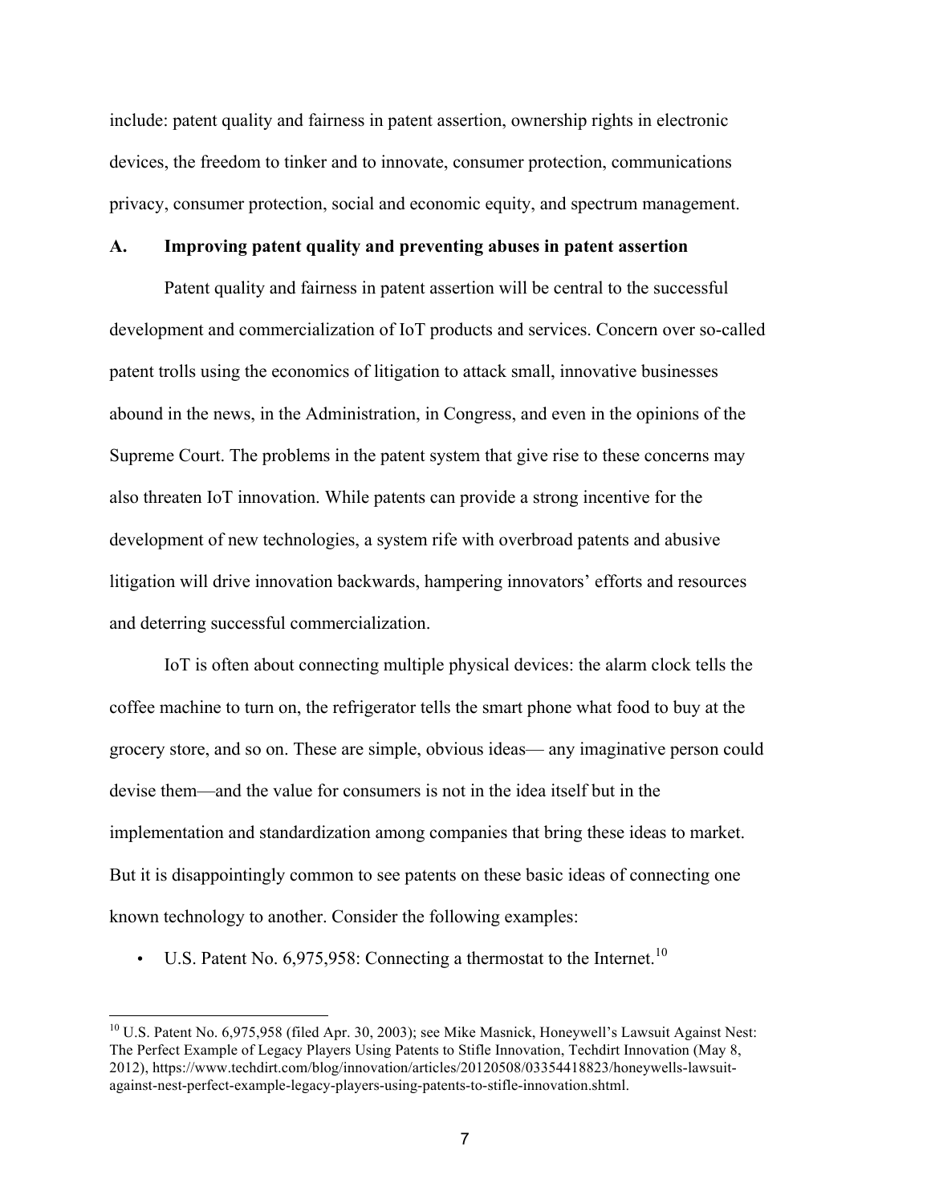include: patent quality and fairness in patent assertion, ownership rights in electronic devices, the freedom to tinker and to innovate, consumer protection, communications privacy, consumer protection, social and economic equity, and spectrum management.

## A. Improving patent quality and preventing abuses in patent assertion

Patent quality and fairness in patent assertion will be central to the successful development and commercialization of IoT products and services. Concern over so-called patent trolls using the economics of litigation to attack small, innovative businesses abound in the news, in the Administration, in Congress, and even in the opinions of the Supreme Court. The problems in the patent system that give rise to these concerns may also threaten IoT innovation. While patents can provide a strong incentive for the development of new technologies, a system rife with overbroad patents and abusive litigation will drive innovation backwards, hampering innovators' efforts and resources and deterring successful commercialization.

IoT is often about connecting multiple physical devices: the alarm clock tells the coffee machine to turn on, the refrigerator tells the smart phone what food to buy at the grocery store, and so on. These are simple, obvious ideas— any imaginative person could devise them—and the value for consumers is not in the idea itself but in the implementation and standardization among companies that bring these ideas to market. But it is disappointingly common to see patents on these basic ideas of connecting one known technology to another. Consider the following examples:

- U.S. Patent No. 6,975,958: Connecting a thermostat to the Internet.[10]

[10] U.S. Patent No. 6,975,958 (filed Apr. 30, 2003); see Mike Masnick, Honeywell's Lawsuit Against Nest: The Perfect Example of Legacy Players Using Patents to Stifle Innovation, Techdirt Innovation (May 8, 2012), https://www.techdirt.com/blog/innovation/articles/20120508/03354418823/honeywells-lawsuit-against-nest-perfect-example-legacy-players-using-patents-to-stifle-innovation.shtml.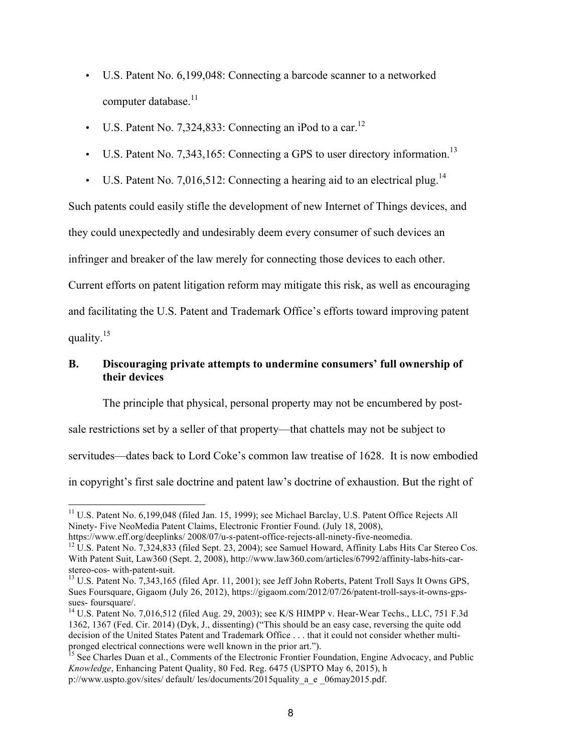- U.S. Patent No. 6,199,048: Connecting a barcode scanner to a networked computer database.[11]
- U.S. Patent No. 7,324,833: Connecting an iPod to a car.[12]
- U.S. Patent No. 7,343,165: Connecting a GPS to user directory information.[13]
- U.S. Patent No. 7,016,512: Connecting a hearing aid to an electrical plug.[14]

Such patents could easily stifle the development of new Internet of Things devices, and they could unexpectedly and undesirably deem every consumer of such devices an infringer and breaker of the law merely for connecting those devices to each other. Current efforts on patent litigation reform may mitigate this risk, as well as encouraging and facilitating the U.S. Patent and Trademark Office's efforts toward improving patent quality.[15]

### B. Discouraging private attempts to undermine consumers' full ownership of their devices

The principle that physical, personal property may not be encumbered by post-sale restrictions set by a seller of that property—that chattels may not be subject to servitudes—dates back to Lord Coke's common law treatise of 1628. It is now embodied in copyright's first sale doctrine and patent law's doctrine of exhaustion. But the right of

---

[11] U.S. Patent No. 6,199,048 (filed Jan. 15, 1999); see Michael Barclay, U.S. Patent Office Rejects All Ninety- Five NeoMedia Patent Claims, Electronic Frontier Found. (July 18, 2008), https://www.eff.org/deeplinks/ 2008/07/u-s-patent-office-rejects-all-ninety-five-neomedia.

[12] U.S. Patent No. 7,324,833 (filed Sept. 23, 2004); see Samuel Howard, Affinity Labs Hits Car Stereo Cos. With Patent Suit, Law360 (Sept. 2, 2008), http://www.law360.com/articles/67992/affinity-labs-hits-car-stereo-cos- with-patent-suit.

[13] U.S. Patent No. 7,343,165 (filed Apr. 11, 2001); see Jeff John Roberts, Patent Troll Says It Owns GPS, Sues Foursquare, Gigaom (July 26, 2012), https://gigaom.com/2012/07/26/patent-troll-says-it-owns-gps-sues- foursquare/.

[14] U.S. Patent No. 7,016,512 (filed Aug. 29, 2003); see K/S HIMPP v. Hear-Wear Techs., LLC, 751 F.3d 1362, 1367 (Fed. Cir. 2014) (Dyk, J., dissenting) ("This should be an easy case, reversing the quite odd decision of the United States Patent and Trademark Office . . . that it could not consider whether multi-pronged electrical connections were well known in the prior art.").

[15] See Charles Duan et al., Comments of the Electronic Frontier Foundation, Engine Advocacy, and Public *Knowledge*, Enhancing Patent Quality, 80 Fed. Reg. 6475 (USPTO May 6, 2015), h p://www.uspto.gov/sites/ default/ les/documents/2015quality_a_e _06may2015.pdf.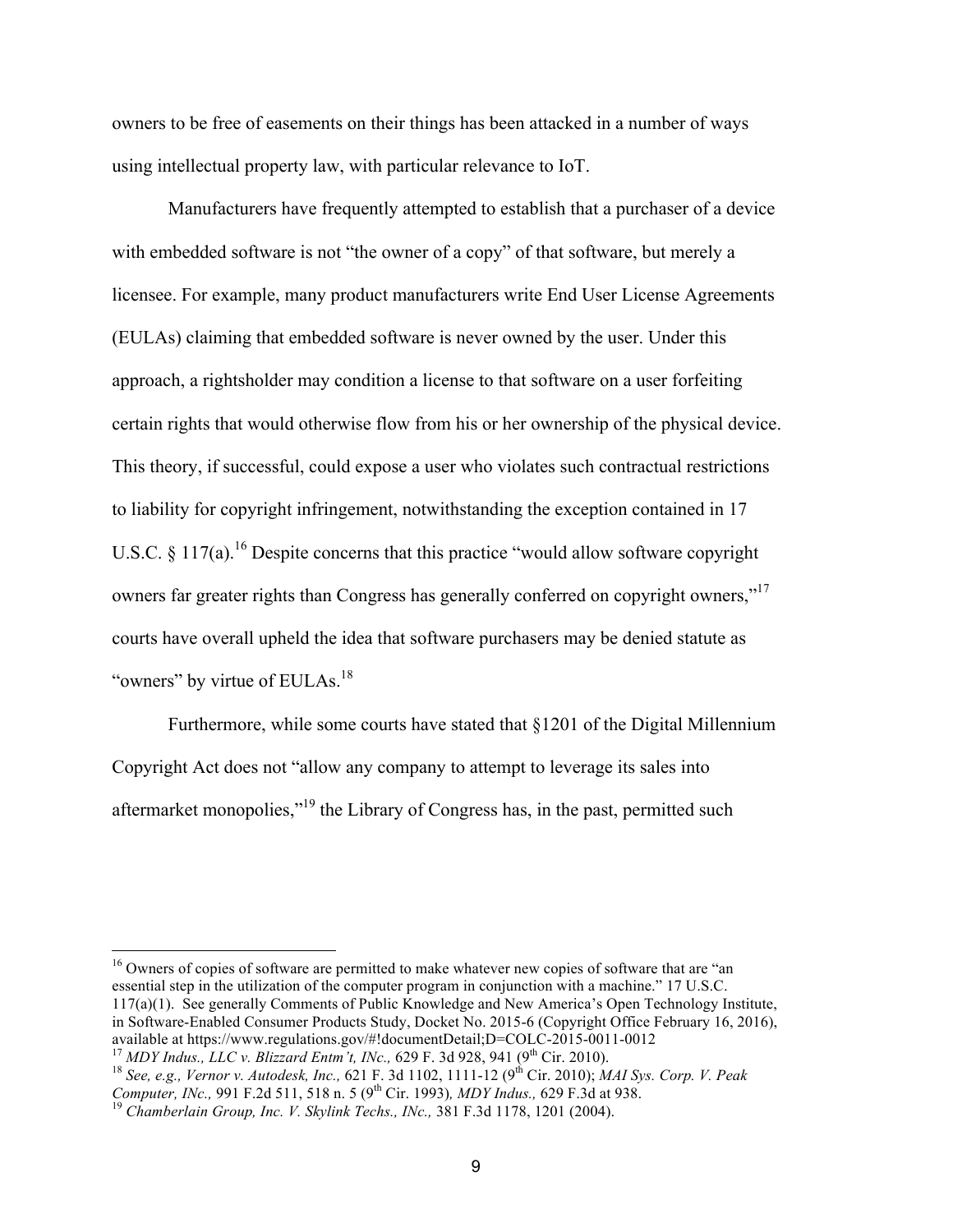owners to be free of easements on their things has been attacked in a number of ways using intellectual property law, with particular relevance to IoT.

Manufacturers have frequently attempted to establish that a purchaser of a device with embedded software is not "the owner of a copy" of that software, but merely a licensee. For example, many product manufacturers write End User License Agreements (EULAs) claiming that embedded software is never owned by the user. Under this approach, a rightsholder may condition a license to that software on a user forfeiting certain rights that would otherwise flow from his or her ownership of the physical device. This theory, if successful, could expose a user who violates such contractual restrictions to liability for copyright infringement, notwithstanding the exception contained in 17 U.S.C. § 117(a).[16] Despite concerns that this practice "would allow software copyright owners far greater rights than Congress has generally conferred on copyright owners,"[17] courts have overall upheld the idea that software purchasers may be denied statute as "owners" by virtue of EULAs.[18]

Furthermore, while some courts have stated that §1201 of the Digital Millennium Copyright Act does not "allow any company to attempt to leverage its sales into aftermarket monopolies,"[19] the Library of Congress has, in the past, permitted such

---

[16] Owners of copies of software are permitted to make whatever new copies of software that are "an essential step in the utilization of the computer program in conjunction with a machine." 17 U.S.C. 117(a)(1). See generally Comments of Public Knowledge and New America's Open Technology Institute, in Software-Enabled Consumer Products Study, Docket No. 2015-6 (Copyright Office February 16, 2016), available at https://www.regulations.gov/#!documentDetail;D=COLC-2015-0011-0012

[17] *MDY Indus., LLC v. Blizzard Entm't, INc.,* 629 F. 3d 928, 941 (9th Cir. 2010).

[18] *See, e.g., Vernor v. Autodesk, Inc.,* 621 F. 3d 1102, 1111-12 (9th Cir. 2010); *MAI Sys. Corp. V. Peak Computer, INc.,* 991 F.2d 511, 518 n. 5 (9th Cir. 1993)*, MDY Indus.,* 629 F.3d at 938.

[19] *Chamberlain Group, Inc. V. Skylink Techs., INc.,* 381 F.3d 1178, 1201 (2004).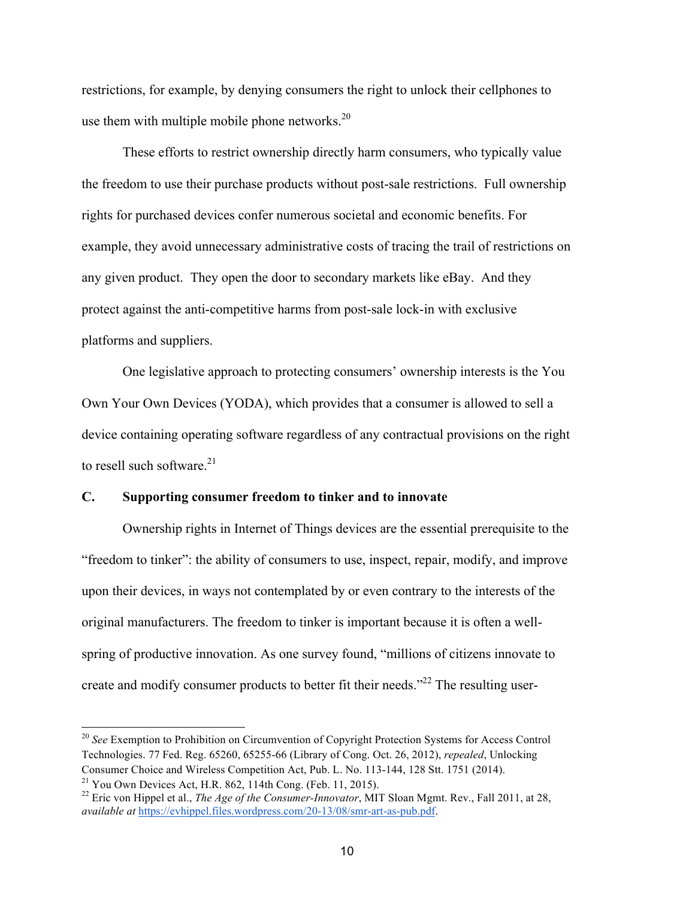restrictions, for example, by denying consumers the right to unlock their cellphones to use them with multiple mobile phone networks.[20]

These efforts to restrict ownership directly harm consumers, who typically value the freedom to use their purchase products without post-sale restrictions. Full ownership rights for purchased devices confer numerous societal and economic benefits. For example, they avoid unnecessary administrative costs of tracing the trail of restrictions on any given product. They open the door to secondary markets like eBay. And they protect against the anti-competitive harms from post-sale lock-in with exclusive platforms and suppliers.

One legislative approach to protecting consumers' ownership interests is the You Own Your Own Devices (YODA), which provides that a consumer is allowed to sell a device containing operating software regardless of any contractual provisions on the right to resell such software.[21]

### C. Supporting consumer freedom to tinker and to innovate

Ownership rights in Internet of Things devices are the essential prerequisite to the "freedom to tinker": the ability of consumers to use, inspect, repair, modify, and improve upon their devices, in ways not contemplated by or even contrary to the interests of the original manufacturers. The freedom to tinker is important because it is often a well-spring of productive innovation. As one survey found, "millions of citizens innovate to create and modify consumer products to better fit their needs."[22] The resulting user-

---

[20] *See* Exemption to Prohibition on Circumvention of Copyright Protection Systems for Access Control Technologies. 77 Fed. Reg. 65260, 65255-66 (Library of Cong. Oct. 26, 2012), *repealed*, Unlocking Consumer Choice and Wireless Competition Act, Pub. L. No. 113-144, 128 Stt. 1751 (2014).

[21] You Own Devices Act, H.R. 862, 114th Cong. (Feb. 11, 2015).

[22] Eric von Hippel et al., *The Age of the Consumer-Innovator*, MIT Sloan Mgmt. Rev., Fall 2011, at 28, *available at* https://evhippel.files.wordpress.com/20-13/08/smr-art-as-pub.pdf.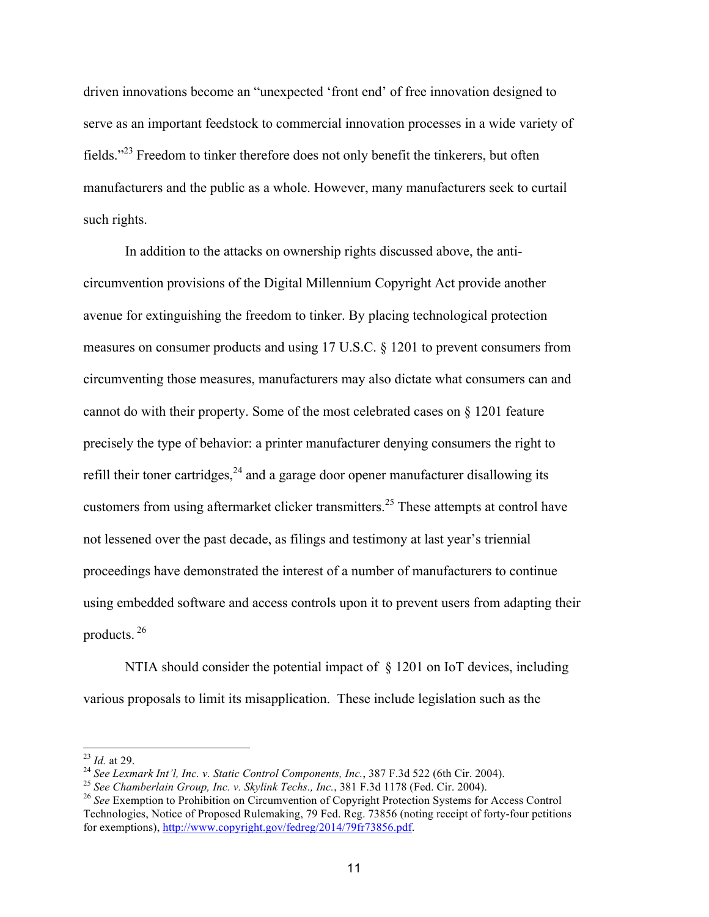driven innovations become an "unexpected 'front end' of free innovation designed to serve as an important feedstock to commercial innovation processes in a wide variety of fields."[23] Freedom to tinker therefore does not only benefit the tinkerers, but often manufacturers and the public as a whole. However, many manufacturers seek to curtail such rights.

In addition to the attacks on ownership rights discussed above, the anti-circumvention provisions of the Digital Millennium Copyright Act provide another avenue for extinguishing the freedom to tinker. By placing technological protection measures on consumer products and using 17 U.S.C. § 1201 to prevent consumers from circumventing those measures, manufacturers may also dictate what consumers can and cannot do with their property. Some of the most celebrated cases on § 1201 feature precisely the type of behavior: a printer manufacturer denying consumers the right to refill their toner cartridges,[24] and a garage door opener manufacturer disallowing its customers from using aftermarket clicker transmitters.[25] These attempts at control have not lessened over the past decade, as filings and testimony at last year's triennial proceedings have demonstrated the interest of a number of manufacturers to continue using embedded software and access controls upon it to prevent users from adapting their products.[26]

NTIA should consider the potential impact of § 1201 on IoT devices, including various proposals to limit its misapplication. These include legislation such as the

---

[23] *Id.* at 29.

[24] *See Lexmark Int'l, Inc. v. Static Control Components, Inc.*, 387 F.3d 522 (6th Cir. 2004).

[25] *See Chamberlain Group, Inc. v. Skylink Techs., Inc.*, 381 F.3d 1178 (Fed. Cir. 2004).

[26] *See* Exemption to Prohibition on Circumvention of Copyright Protection Systems for Access Control Technologies, Notice of Proposed Rulemaking, 79 Fed. Reg. 73856 (noting receipt of forty-four petitions for exemptions), http://www.copyright.gov/fedreg/2014/79fr73856.pdf.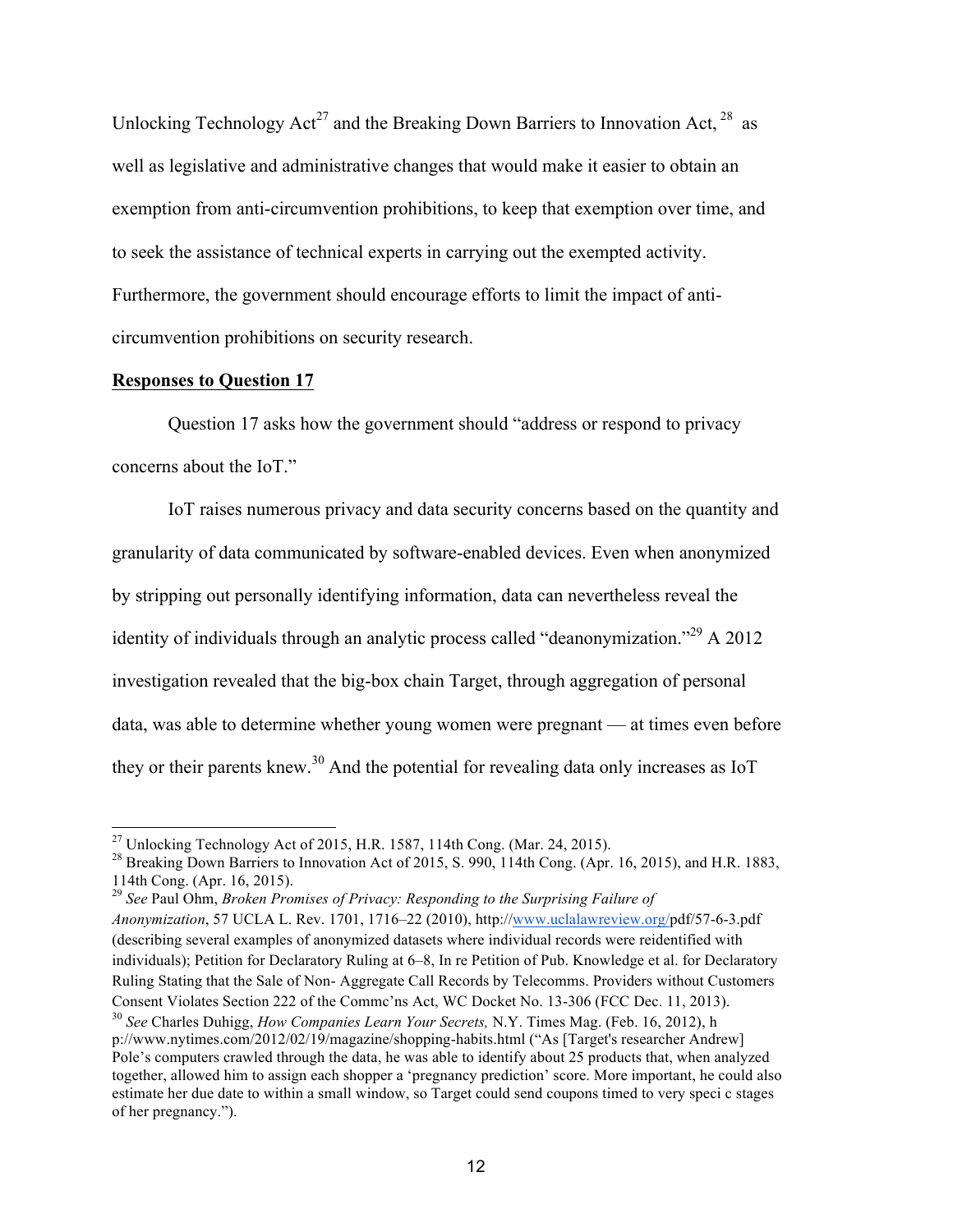Unlocking Technology Act[27] and the Breaking Down Barriers to Innovation Act, [28] as well as legislative and administrative changes that would make it easier to obtain an exemption from anti-circumvention prohibitions, to keep that exemption over time, and to seek the assistance of technical experts in carrying out the exempted activity. Furthermore, the government should encourage efforts to limit the impact of anti-circumvention prohibitions on security research.

**Responses to Question 17**

Question 17 asks how the government should "address or respond to privacy concerns about the IoT."

IoT raises numerous privacy and data security concerns based on the quantity and granularity of data communicated by software-enabled devices. Even when anonymized by stripping out personally identifying information, data can nevertheless reveal the identity of individuals through an analytic process called "deanonymization."[29] A 2012 investigation revealed that the big-box chain Target, through aggregation of personal data, was able to determine whether young women were pregnant — at times even before they or their parents knew.[30] And the potential for revealing data only increases as IoT

---

[27] Unlocking Technology Act of 2015, H.R. 1587, 114th Cong. (Mar. 24, 2015).

[28] Breaking Down Barriers to Innovation Act of 2015, S. 990, 114th Cong. (Apr. 16, 2015), and H.R. 1883, 114th Cong. (Apr. 16, 2015).

[29] *See* Paul Ohm, *Broken Promises of Privacy: Responding to the Surprising Failure of Anonymization*, 57 UCLA L. Rev. 1701, 1716–22 (2010), http://www.uclalawreview.org/pdf/57-6-3.pdf (describing several examples of anonymized datasets where individual records were reidentified with individuals); Petition for Declaratory Ruling at 6–8, In re Petition of Pub. Knowledge et al. for Declaratory Ruling Stating that the Sale of Non- Aggregate Call Records by Telecomms. Providers without Customers Consent Violates Section 222 of the Commc'ns Act, WC Docket No. 13-306 (FCC Dec. 11, 2013).

[30] *See* Charles Duhigg, *How Companies Learn Your Secrets,* N.Y. Times Mag. (Feb. 16, 2012), h p://www.nytimes.com/2012/02/19/magazine/shopping-habits.html ("As [Target's researcher Andrew] Pole's computers crawled through the data, he was able to identify about 25 products that, when analyzed together, allowed him to assign each shopper a 'pregnancy prediction' score. More important, he could also estimate her due date to within a small window, so Target could send coupons timed to very speci c stages of her pregnancy.").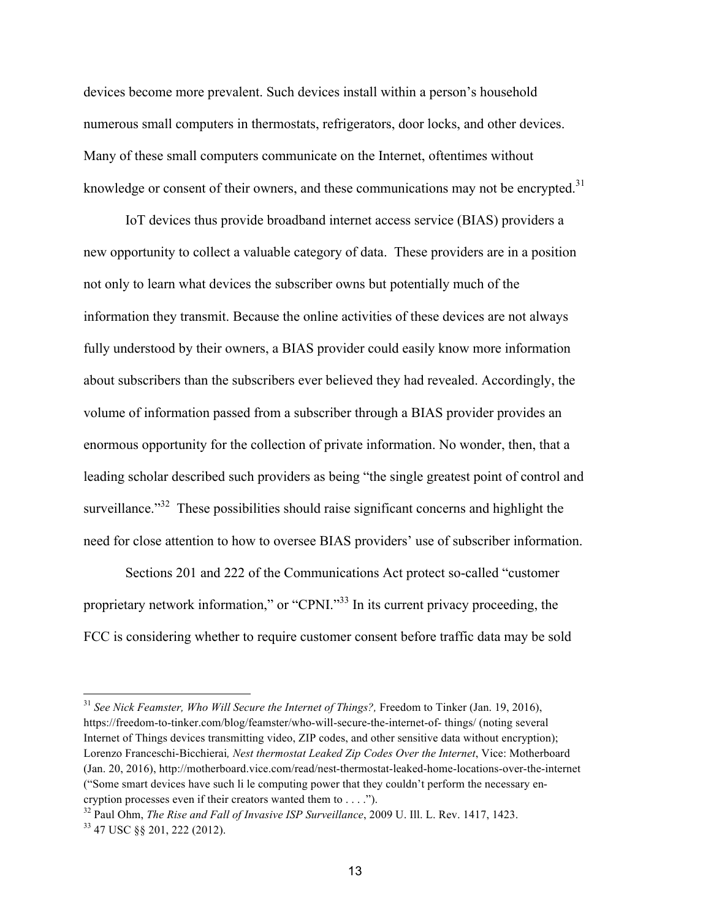devices become more prevalent. Such devices install within a person's household numerous small computers in thermostats, refrigerators, door locks, and other devices. Many of these small computers communicate on the Internet, oftentimes without knowledge or consent of their owners, and these communications may not be encrypted.[31]

IoT devices thus provide broadband internet access service (BIAS) providers a new opportunity to collect a valuable category of data. These providers are in a position not only to learn what devices the subscriber owns but potentially much of the information they transmit. Because the online activities of these devices are not always fully understood by their owners, a BIAS provider could easily know more information about subscribers than the subscribers ever believed they had revealed. Accordingly, the volume of information passed from a subscriber through a BIAS provider provides an enormous opportunity for the collection of private information. No wonder, then, that a leading scholar described such providers as being "the single greatest point of control and surveillance."[32] These possibilities should raise significant concerns and highlight the need for close attention to how to oversee BIAS providers' use of subscriber information.

Sections 201 and 222 of the Communications Act protect so-called "customer proprietary network information," or "CPNI."[33] In its current privacy proceeding, the FCC is considering whether to require customer consent before traffic data may be sold

---

[31] *See Nick Feamster, Who Will Secure the Internet of Things?,* Freedom to Tinker (Jan. 19, 2016), https://freedom-to-tinker.com/blog/feamster/who-will-secure-the-internet-of- things/ (noting several Internet of Things devices transmitting video, ZIP codes, and other sensitive data without encryption); Lorenzo Franceschi-Bicchierai*, Nest thermostat Leaked Zip Codes Over the Internet*, Vice: Motherboard (Jan. 20, 2016), http://motherboard.vice.com/read/nest-thermostat-leaked-home-locations-over-the-internet ("Some smart devices have such li le computing power that they couldn't perform the necessary en-cryption processes even if their creators wanted them to . . . .").

[32] Paul Ohm, *The Rise and Fall of Invasive ISP Surveillance*, 2009 U. Ill. L. Rev. 1417, 1423.

[33] 47 USC §§ 201, 222 (2012).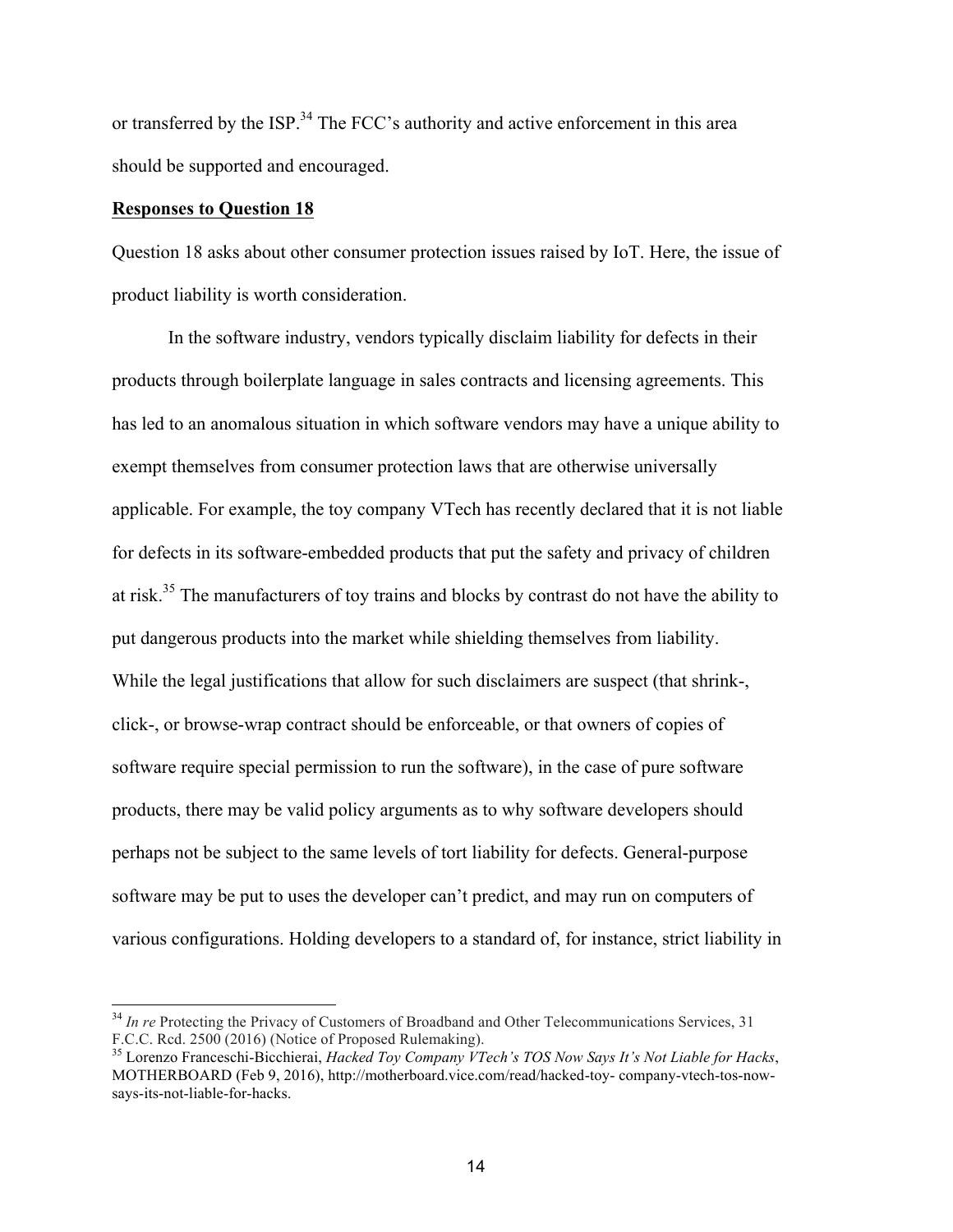or transferred by the ISP.[34] The FCC's authority and active enforcement in this area should be supported and encouraged.

**Responses to Question 18**

Question 18 asks about other consumer protection issues raised by IoT. Here, the issue of product liability is worth consideration.

In the software industry, vendors typically disclaim liability for defects in their products through boilerplate language in sales contracts and licensing agreements. This has led to an anomalous situation in which software vendors may have a unique ability to exempt themselves from consumer protection laws that are otherwise universally applicable. For example, the toy company VTech has recently declared that it is not liable for defects in its software-embedded products that put the safety and privacy of children at risk.[35] The manufacturers of toy trains and blocks by contrast do not have the ability to put dangerous products into the market while shielding themselves from liability. While the legal justifications that allow for such disclaimers are suspect (that shrink-, click-, or browse-wrap contract should be enforceable, or that owners of copies of software require special permission to run the software), in the case of pure software products, there may be valid policy arguments as to why software developers should perhaps not be subject to the same levels of tort liability for defects. General-purpose software may be put to uses the developer can't predict, and may run on computers of various configurations. Holding developers to a standard of, for instance, strict liability in

---

[34] *In re* Protecting the Privacy of Customers of Broadband and Other Telecommunications Services, 31 F.C.C. Rcd. 2500 (2016) (Notice of Proposed Rulemaking).

[35] Lorenzo Franceschi-Bicchierai, *Hacked Toy Company VTech's TOS Now Says It's Not Liable for Hacks*, MOTHERBOARD (Feb 9, 2016), http://motherboard.vice.com/read/hacked-toy- company-vtech-tos-now-says-its-not-liable-for-hacks.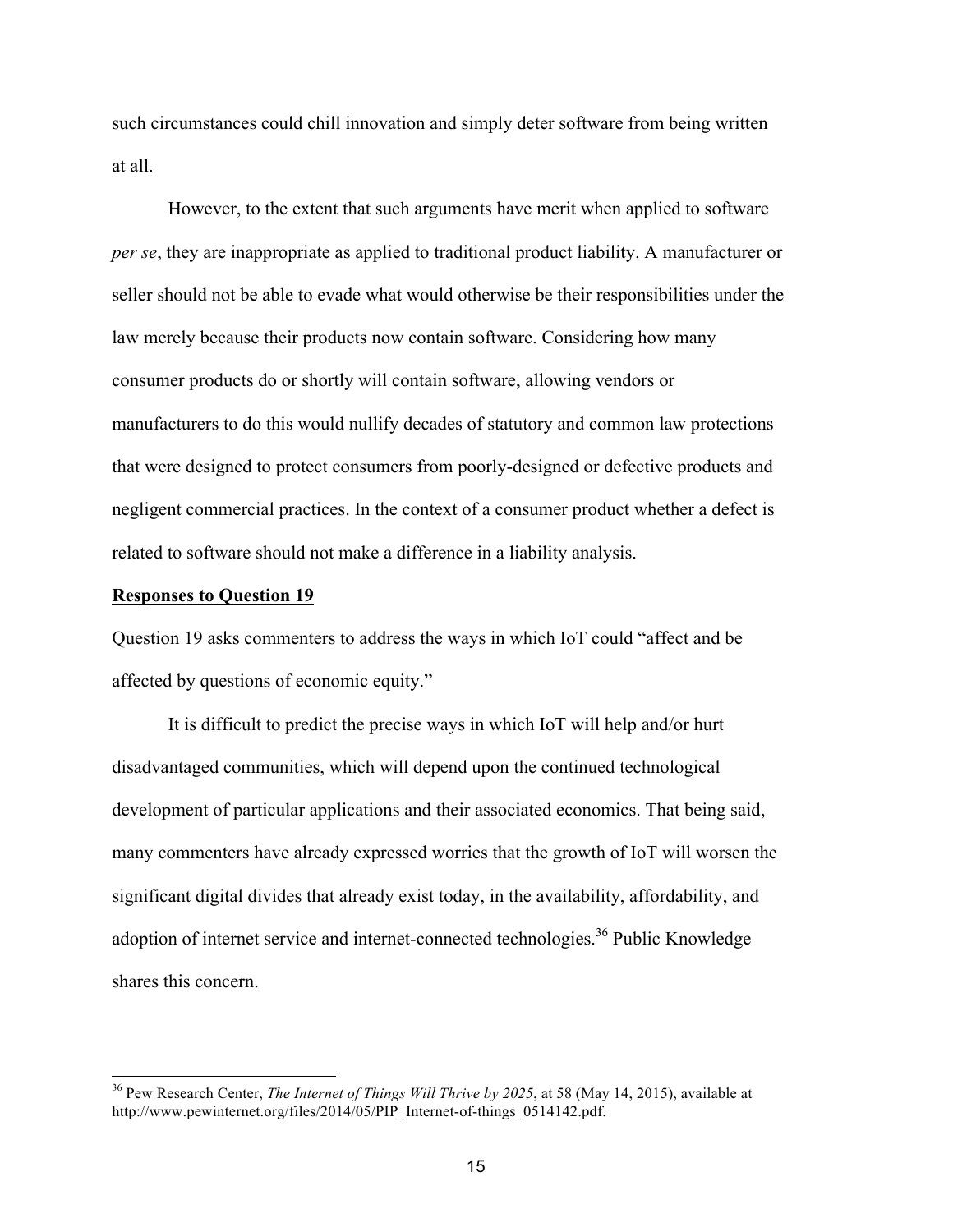such circumstances could chill innovation and simply deter software from being written at all.

However, to the extent that such arguments have merit when applied to software *per se*, they are inappropriate as applied to traditional product liability. A manufacturer or seller should not be able to evade what would otherwise be their responsibilities under the law merely because their products now contain software. Considering how many consumer products do or shortly will contain software, allowing vendors or manufacturers to do this would nullify decades of statutory and common law protections that were designed to protect consumers from poorly-designed or defective products and negligent commercial practices. In the context of a consumer product whether a defect is related to software should not make a difference in a liability analysis.

**<u>Responses to Question 19</u>**

Question 19 asks commenters to address the ways in which IoT could "affect and be affected by questions of economic equity."

It is difficult to predict the precise ways in which IoT will help and/or hurt disadvantaged communities, which will depend upon the continued technological development of particular applications and their associated economics. That being said, many commenters have already expressed worries that the growth of IoT will worsen the significant digital divides that already exist today, in the availability, affordability, and adoption of internet service and internet-connected technologies.[36] Public Knowledge shares this concern.

---

[36] Pew Research Center, *The Internet of Things Will Thrive by 2025*, at 58 (May 14, 2015), available at http://www.pewinternet.org/files/2014/05/PIP_Internet-of-things_0514142.pdf.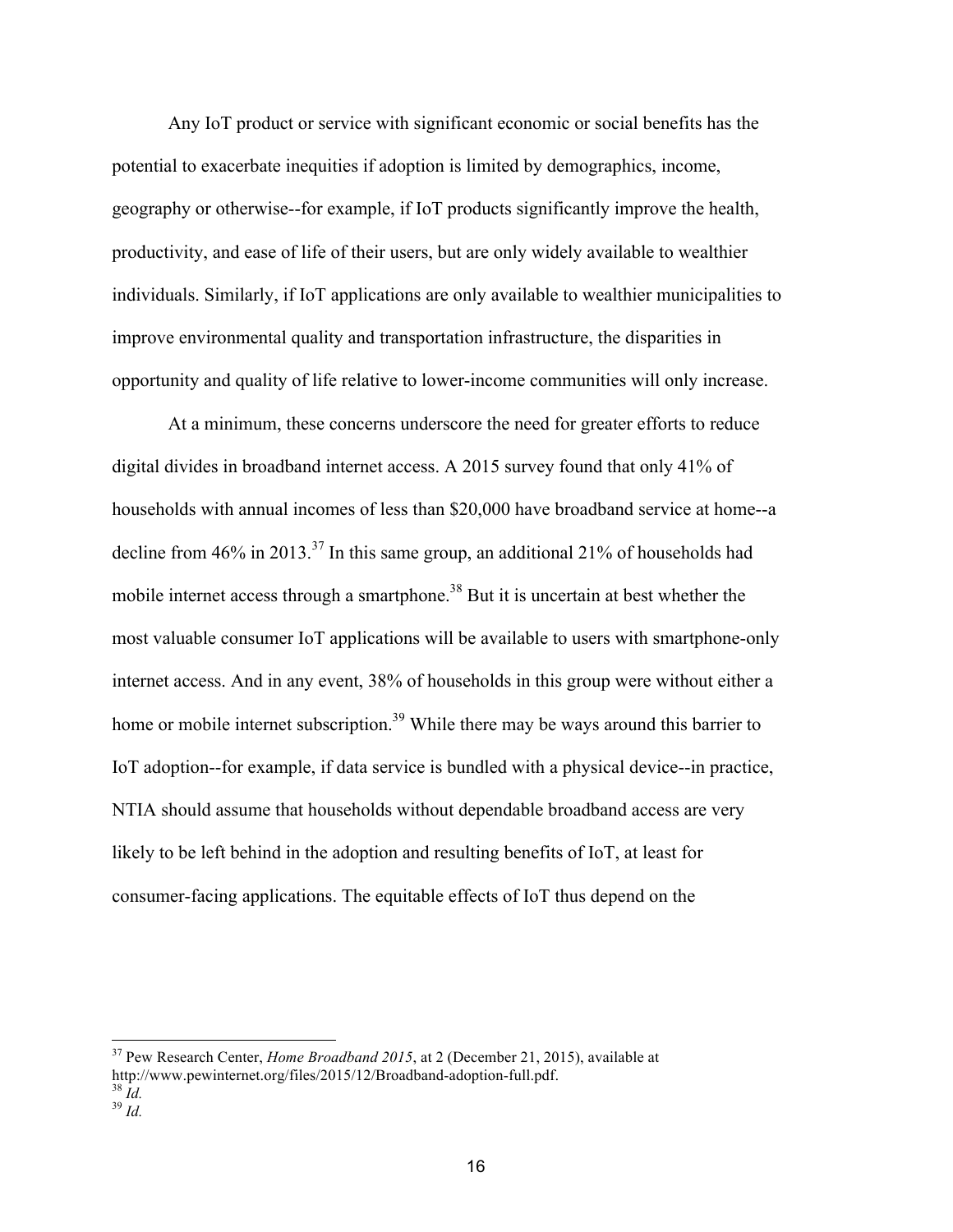Any IoT product or service with significant economic or social benefits has the potential to exacerbate inequities if adoption is limited by demographics, income, geography or otherwise--for example, if IoT products significantly improve the health, productivity, and ease of life of their users, but are only widely available to wealthier individuals. Similarly, if IoT applications are only available to wealthier municipalities to improve environmental quality and transportation infrastructure, the disparities in opportunity and quality of life relative to lower-income communities will only increase.

At a minimum, these concerns underscore the need for greater efforts to reduce digital divides in broadband internet access. A 2015 survey found that only 41% of households with annual incomes of less than $20,000 have broadband service at home--a decline from 46% in 2013.[37] In this same group, an additional 21% of households had mobile internet access through a smartphone.[38] But it is uncertain at best whether the most valuable consumer IoT applications will be available to users with smartphone-only internet access. And in any event, 38% of households in this group were without either a home or mobile internet subscription.[39] While there may be ways around this barrier to IoT adoption--for example, if data service is bundled with a physical device--in practice, NTIA should assume that households without dependable broadband access are very likely to be left behind in the adoption and resulting benefits of IoT, at least for consumer-facing applications. The equitable effects of IoT thus depend on the

---

[37] Pew Research Center, *Home Broadband 2015*, at 2 (December 21, 2015), available at http://www.pewinternet.org/files/2015/12/Broadband-adoption-full.pdf.
[38] *Id.*
[39] *Id.*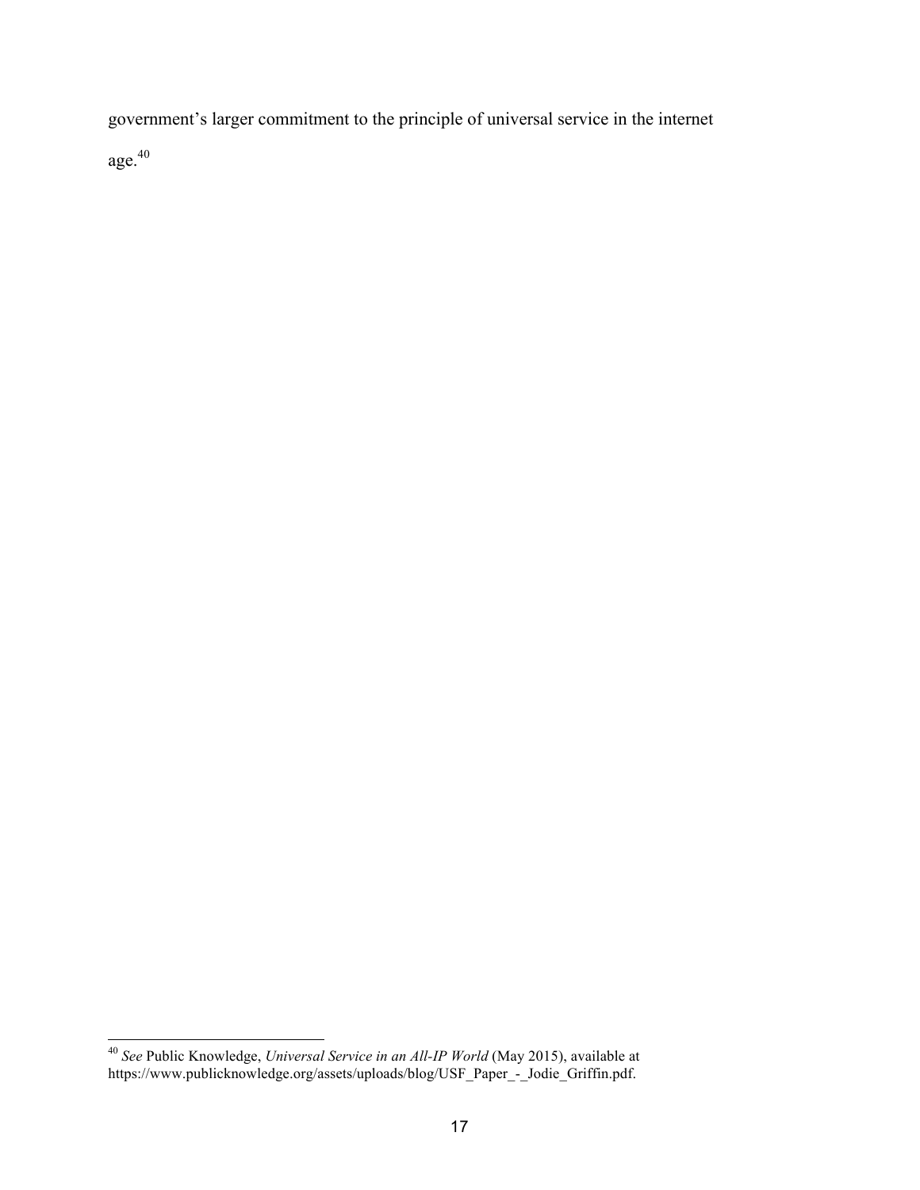government's larger commitment to the principle of universal service in the internet age.[40]

[40] *See* Public Knowledge, *Universal Service in an All-IP World* (May 2015), available at https://www.publicknowledge.org/assets/uploads/blog/USF_Paper_-_Jodie_Griffin.pdf.